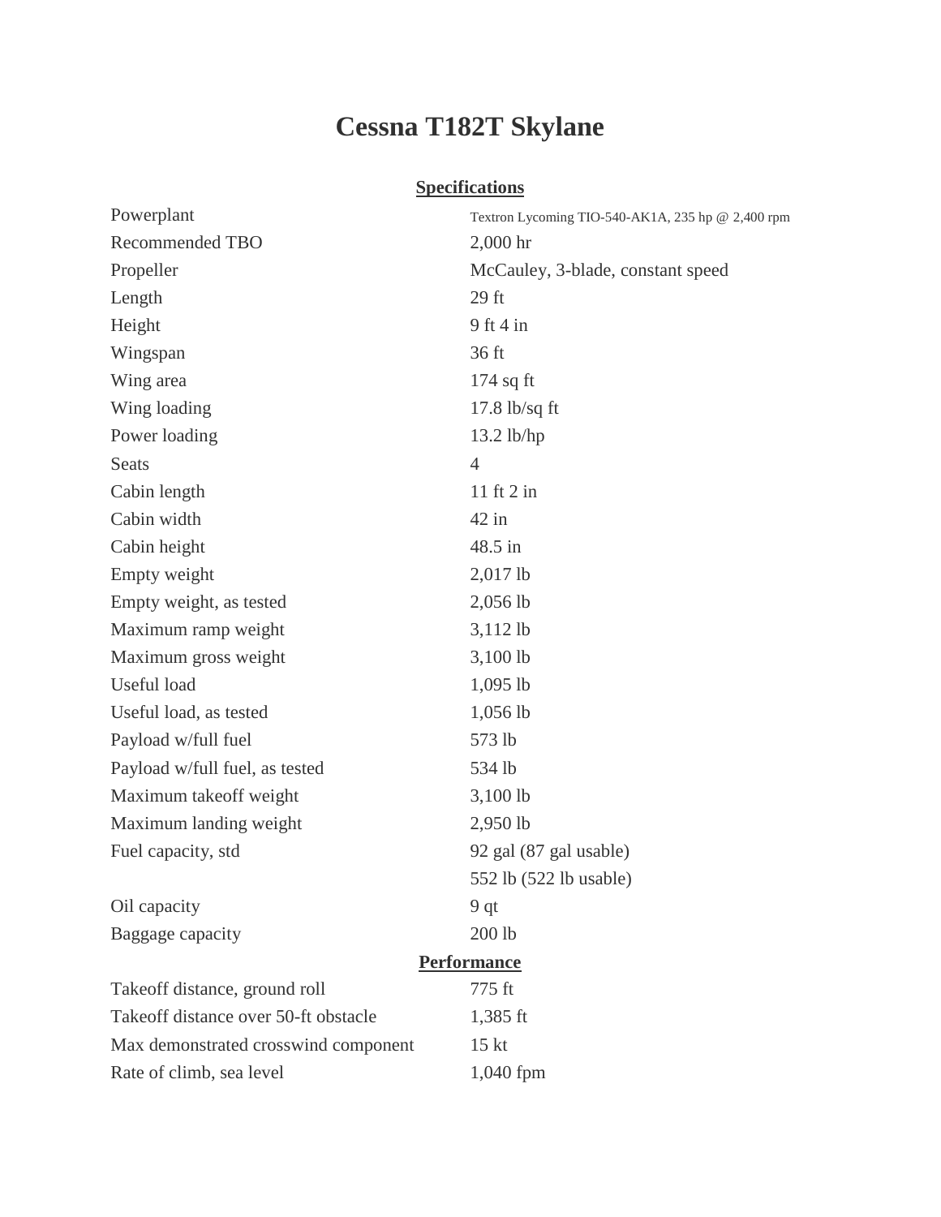# Cessna T182T Skylane

## Specifications

| | |
|---|---|
| Powerplant | Textron Lycoming TIO-540-AK1A, 235 hp @ 2,400 rpm |
| Recommended TBO | 2,000 hr |
| Propeller | McCauley, 3-blade, constant speed |
| Length | 29 ft |
| Height | 9 ft 4 in |
| Wingspan | 36 ft |
| Wing area | 174 sq ft |
| Wing loading | 17.8 lb/sq ft |
| Power loading | 13.2 lb/hp |
| Seats | 4 |
| Cabin length | 11 ft 2 in |
| Cabin width | 42 in |
| Cabin height | 48.5 in |
| Empty weight | 2,017 lb |
| Empty weight, as tested | 2,056 lb |
| Maximum ramp weight | 3,112 lb |
| Maximum gross weight | 3,100 lb |
| Useful load | 1,095 lb |
| Useful load, as tested | 1,056 lb |
| Payload w/full fuel | 573 lb |
| Payload w/full fuel, as tested | 534 lb |
| Maximum takeoff weight | 3,100 lb |
| Maximum landing weight | 2,950 lb |
| Fuel capacity, std | 92 gal (87 gal usable) |
| | 552 lb (522 lb usable) |
| Oil capacity | 9 qt |
| Baggage capacity | 200 lb |

## Performance

| | |
|---|---|
| Takeoff distance, ground roll | 775 ft |
| Takeoff distance over 50-ft obstacle | 1,385 ft |
| Max demonstrated crosswind component | 15 kt |
| Rate of climb, sea level | 1,040 fpm |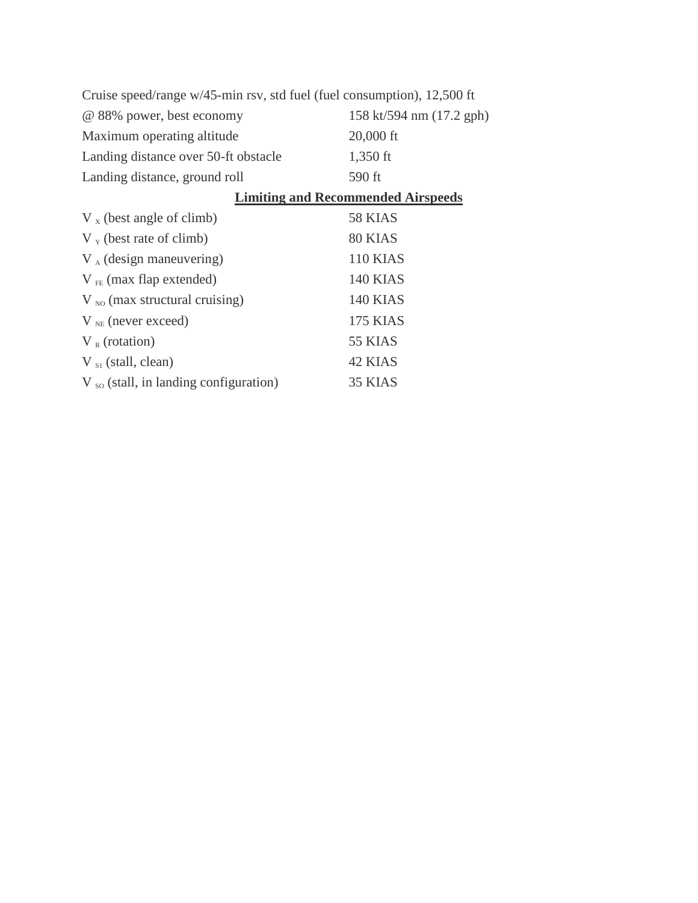| | |
|---|---|
| Cruise speed/range w/45-min rsv, std fuel (fuel consumption), 12,500 ft | |
| @ 88% power, best economy | 158 kt/594 nm (17.2 gph) |
| Maximum operating altitude | 20,000 ft |
| Landing distance over 50-ft obstacle | 1,350 ft |
| Landing distance, ground roll | 590 ft |

**Limiting and Recommended Airspeeds**

| | |
|---|---|
| $V_X$ (best angle of climb) | 58 KIAS |
| $V_Y$ (best rate of climb) | 80 KIAS |
| $V_A$ (design maneuvering) | 110 KIAS |
| $V_{FE}$ (max flap extended) | 140 KIAS |
| $V_{NO}$ (max structural cruising) | 140 KIAS |
| $V_{NE}$ (never exceed) | 175 KIAS |
| $V_R$ (rotation) | 55 KIAS |
| $V_{S1}$ (stall, clean) | 42 KIAS |
| $V_{SO}$ (stall, in landing configuration) | 35 KIAS |